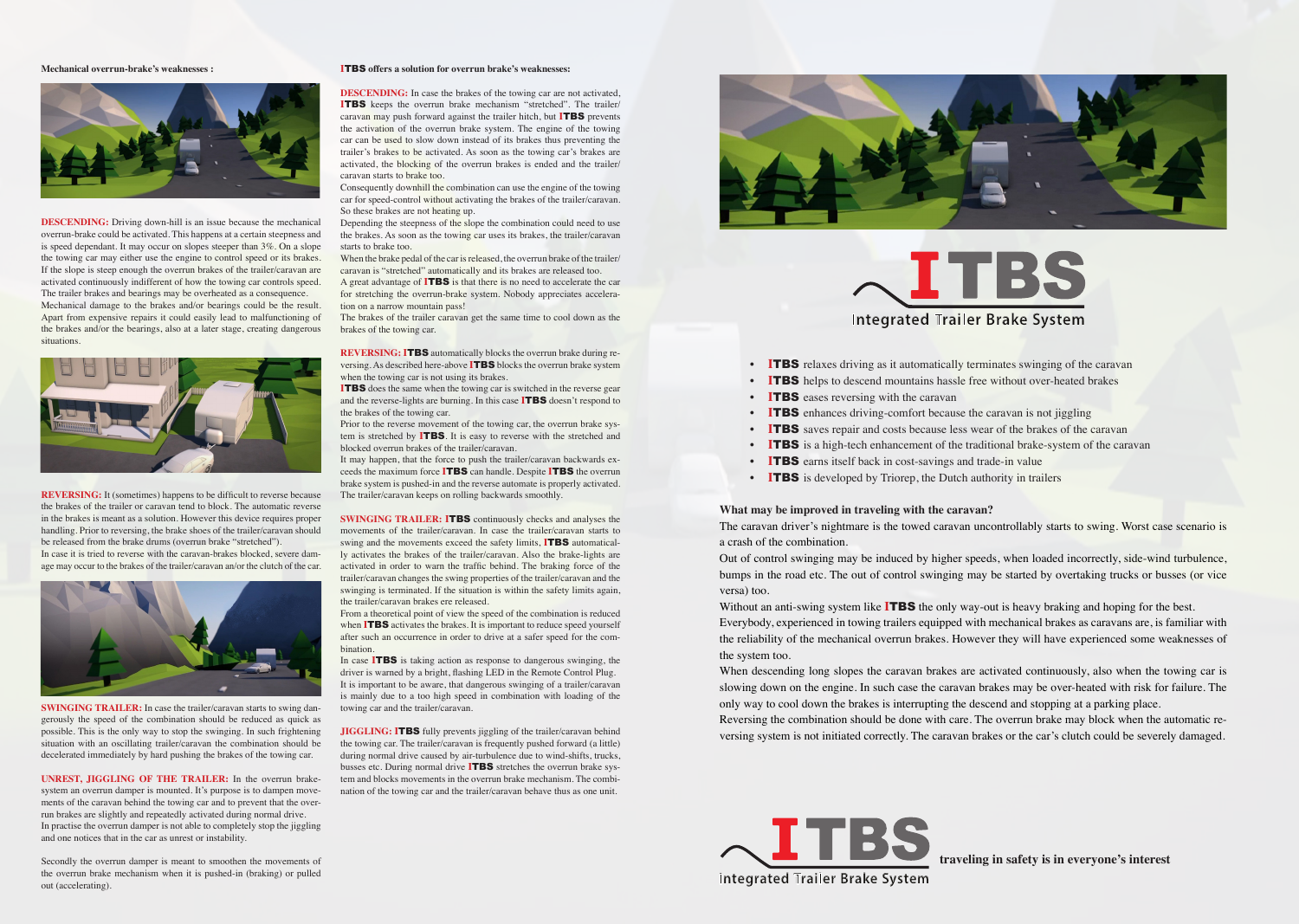**Mechanical overrun-brake's weaknesses :**

**DESCENDING:** Driving down-hill is an issue because the mechanical overrun-brake could be activated. This happens at a certain steepness and is speed dependant. It may occur on slopes steeper than 3%. On a slope the towing car may either use the engine to control speed or its brakes. If the slope is steep enough the overrun brakes of the trailer/caravan are activated continuously indifferent of how the towing car controls speed. The trailer brakes and bearings may be overheated as a consequence. Mechanical damage to the brakes and/or bearings could be the result. Apart from expensive repairs it could easily lead to malfunctioning of the brakes and/or the bearings, also at a later stage, creating dangerous situations.

**REVERSING:** It (sometimes) happens to be difficult to reverse because the brakes of the trailer or caravan tend to block. The automatic reverse in the brakes is meant as a solution. However this device requires proper handling. Prior to reversing, the brake shoes of the trailer/caravan should be released from the brake drums (overrun brake "stretched").
In case it is tried to reverse with the caravan-brakes blocked, severe damage may occur to the brakes of the trailer/caravan an/or the clutch of the car.

**SWINGING TRAILER:** In case the trailer/caravan starts to swing dangerously the speed of the combination should be reduced as quick as possible. This is the only way to stop the swinging. In such frightening situation with an oscillating trailer/caravan the combination should be decelerated immediately by hard pushing the brakes of the towing car.

**UNREST, JIGGLING OF THE TRAILER:** In the overrun brake-system an overrun damper is mounted. It's purpose is to dampen movements of the caravan behind the towing car and to prevent that the overrun brakes are slightly and repeatedly activated during normal drive.
In practise the overrun damper is not able to completely stop the jiggling and one notices that in the car as unrest or instability.

Secondly the overrun damper is meant to smoothen the movements of the overrun brake mechanism when it is pushed-in (braking) or pulled out (accelerating).

**ITBS offers a solution for overrun brake's weaknesses:**

**DESCENDING:** In case the brakes of the towing car are not activated, **ITBS** keeps the overrun brake mechanism "stretched". The trailer/caravan may push forward against the trailer hitch, but **ITBS** prevents the activation of the overrun brake system. The engine of the towing car can be used to slow down instead of its brakes thus preventing the trailer's brakes to be activated. As soon as the towing car's brakes are activated, the blocking of the overrun brakes is ended and the trailer/caravan starts to brake too.
Consequently downhill the combination can use the engine of the towing car for speed-control without activating the brakes of the trailer/caravan. So these brakes are not heating up.
Depending the steepness of the slope the combination could need to use the brakes. As soon as the towing car uses its brakes, the trailer/caravan starts to brake too.
When the brake pedal of the car is released, the overrun brake of the trailer/caravan is "stretched" automatically and its brakes are released too.
A great advantage of **ITBS** is that there is no need to accelerate the car for stretching the overrun-brake system. Nobody appreciates acceleration on a narrow mountain pass!
The brakes of the trailer caravan get the same time to cool down as the brakes of the towing car.

**REVERSING:** **ITBS** automatically blocks the overrun brake during reversing. As described here-above **ITBS** blocks the overrun brake system when the towing car is not using its brakes.
**ITBS** does the same when the towing car is switched in the reverse gear and the reverse-lights are burning. In this case **ITBS** doesn't respond to the brakes of the towing car.
Prior to the reverse movement of the towing car, the overrun brake system is stretched by **ITBS**. It is easy to reverse with the stretched and blocked overrun brakes of the trailer/caravan.
It may happen, that the force to push the trailer/caravan backwards exceeds the maximum force **ITBS** can handle. Despite **ITBS** the overrun brake system is pushed-in and the reverse automate is properly activated. The trailer/caravan keeps on rolling backwards smoothly.

**SWINGING TRAILER:** **ITBS** continuously checks and analyses the movements of the trailer/caravan. In case the trailer/caravan starts to swing and the movements exceed the safety limits, **ITBS** automatically activates the brakes of the trailer/caravan. Also the brake-lights are activated in order to warn the traffic behind. The braking force of the trailer/caravan changes the swing properties of the trailer/caravan and the swinging is terminated. If the situation is within the safety limits again, the trailer/caravan brakes ere released.
From a theoretical point of view the speed of the combination is reduced when **ITBS** activates the brakes. It is important to reduce speed yourself after such an occurrence in order to drive at a safer speed for the combination.
In case **ITBS** is taking action as response to dangerous swinging, the driver is warned by a bright, flashing LED in the Remote Control Plug.
It is important to be aware, that dangerous swinging of a trailer/caravan is mainly due to a too high speed in combination with loading of the towing car and the trailer/caravan.

**JIGGLING:** **ITBS** fully prevents jiggling of the trailer/caravan behind the towing car. The trailer/caravan is frequently pushed forward (a little) during normal drive caused by air-turbulence due to wind-shifts, trucks, busses etc. During normal drive **ITBS** stretches the overrun brake system and blocks movements in the overrun brake mechanism. The combination of the towing car and the trailer/caravan behave thus as one unit.

# ITBS
Integrated Trailer Brake System

- **ITBS** relaxes driving as it automatically terminates swinging of the caravan
- **ITBS** helps to descend mountains hassle free without over-heated brakes
- **ITBS** eases reversing with the caravan
- **ITBS** enhances driving-comfort because the caravan is not jiggling
- **ITBS** saves repair and costs because less wear of the brakes of the caravan
- **ITBS** is a high-tech enhancement of the traditional brake-system of the caravan
- **ITBS** earns itself back in cost-savings and trade-in value
- **ITBS** is developed by Triorep, the Dutch authority in trailers

**What may be improved in traveling with the caravan?**

The caravan driver's nightmare is the towed caravan uncontrollably starts to swing. Worst case scenario is a crash of the combination.
Out of control swinging may be induced by higher speeds, when loaded incorrectly, side-wind turbulence, bumps in the road etc. The out of control swinging may be started by overtaking trucks or busses (or vice versa) too.
Without an anti-swing system like **ITBS** the only way-out is heavy braking and hoping for the best.
Everybody, experienced in towing trailers equipped with mechanical brakes as caravans are, is familiar with the reliability of the mechanical overrun brakes. However they will have experienced some weaknesses of the system too.
When descending long slopes the caravan brakes are activated continuously, also when the towing car is slowing down on the engine. In such case the caravan brakes may be over-heated with risk for failure. The only way to cool down the brakes is interrupting the descend and stopping at a parking place.
Reversing the combination should be done with care. The overrun brake may block when the automatic reversing system is not initiated correctly. The caravan brakes or the car's clutch could be severely damaged.

**ITBS** Integrated Trailer Brake System **traveling in safety is in everyone's interest**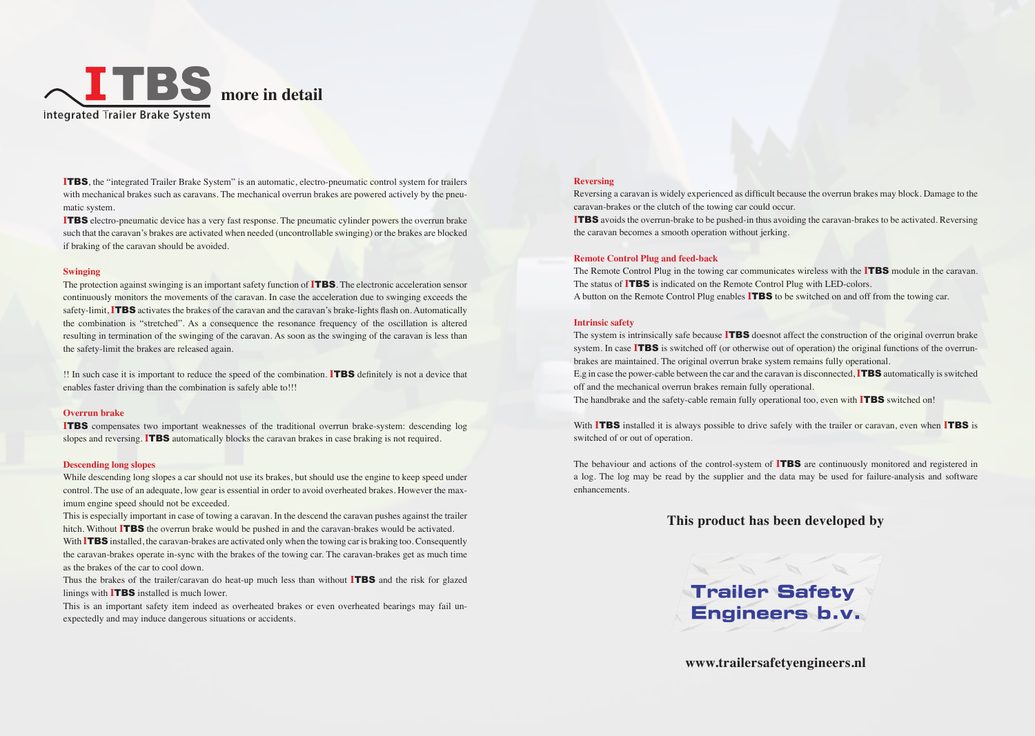# ITBS more in detail

Integrated Trailer Brake System

**ITBS**, the "integrated Trailer Brake System" is an automatic, electro-pneumatic control system for trailers with mechanical brakes such as caravans. The mechanical overrun brakes are powered actively by the pneumatic system.

**ITBS** electro-pneumatic device has a very fast response. The pneumatic cylinder powers the overrun brake such that the caravan's brakes are activated when needed (uncontrollable swinging) or the brakes are blocked if braking of the caravan should be avoided.

### Swinging

The protection against swinging is an important safety function of **ITBS**. The electronic acceleration sensor continuously monitors the movements of the caravan. In case the acceleration due to swinging exceeds the safety-limit, **ITBS** activates the brakes of the caravan and the caravan's brake-lights flash on. Automatically the combination is "stretched". As a consequence the resonance frequency of the oscillation is altered resulting in termination of the swinging of the caravan. As soon as the swinging of the caravan is less than the safety-limit the brakes are released again.

!! In such case it is important to reduce the speed of the combination. **ITBS** definitely is not a device that enables faster driving than the combination is safely able to!!!

### Overrun brake

**ITBS** compensates two important weaknesses of the traditional overrun brake-system: descending log slopes and reversing. **ITBS** automatically blocks the caravan brakes in case braking is not required.

### Descending long slopes

While descending long slopes a car should not use its brakes, but should use the engine to keep speed under control. The use of an adequate, low gear is essential in order to avoid overheated brakes. However the maximum engine speed should not be exceeded.

This is especially important in case of towing a caravan. In the descend the caravan pushes against the trailer hitch. Without **ITBS** the overrun brake would be pushed in and the caravan-brakes would be activated.

With **ITBS** installed, the caravan-brakes are activated only when the towing car is braking too. Consequently the caravan-brakes operate in-sync with the brakes of the towing car. The caravan-brakes get as much time as the brakes of the car to cool down.

Thus the brakes of the trailer/caravan do heat-up much less than without **ITBS** and the risk for glazed linings with **ITBS** installed is much lower.

This is an important safety item indeed as overheated brakes or even overheated bearings may fail unexpectedly and may induce dangerous situations or accidents.

### Reversing

Reversing a caravan is widely experienced as difficult because the overrun brakes may block. Damage to the caravan-brakes or the clutch of the towing car could occur.

**ITBS** avoids the overrun-brake to be pushed-in thus avoiding the caravan-brakes to be activated. Reversing the caravan becomes a smooth operation without jerking.

### Remote Control Plug and feed-back

The Remote Control Plug in the towing car communicates wireless with the **ITBS** module in the caravan. The status of **ITBS** is indicated on the Remote Control Plug with LED-colors.

A button on the Remote Control Plug enables **ITBS** to be switched on and off from the towing car.

### Intrinsic safety

The system is intrinsically safe because **ITBS** doesnot affect the construction of the original overrun brake system. In case **ITBS** is switched off (or otherwise out of operation) the original functions of the overrun-brakes are maintained. The original overrun brake system remains fully operational.

E.g in case the power-cable between the car and the caravan is disconnected, **ITBS** automatically is switched off and the mechanical overrun brakes remain fully operational.

The handbrake and the safety-cable remain fully operational too, even with **ITBS** switched on!

With **ITBS** installed it is always possible to drive safely with the trailer or caravan, even when **ITBS** is switched of or out of operation.

The behaviour and actions of the control-system of **ITBS** are continuously monitored and registered in a log. The log may be read by the supplier and the data may be used for failure-analysis and software enhancements.

**This product has been developed by**

**Trailer Safety Engineers b.v.**

**www.trailersafetyengineers.nl**